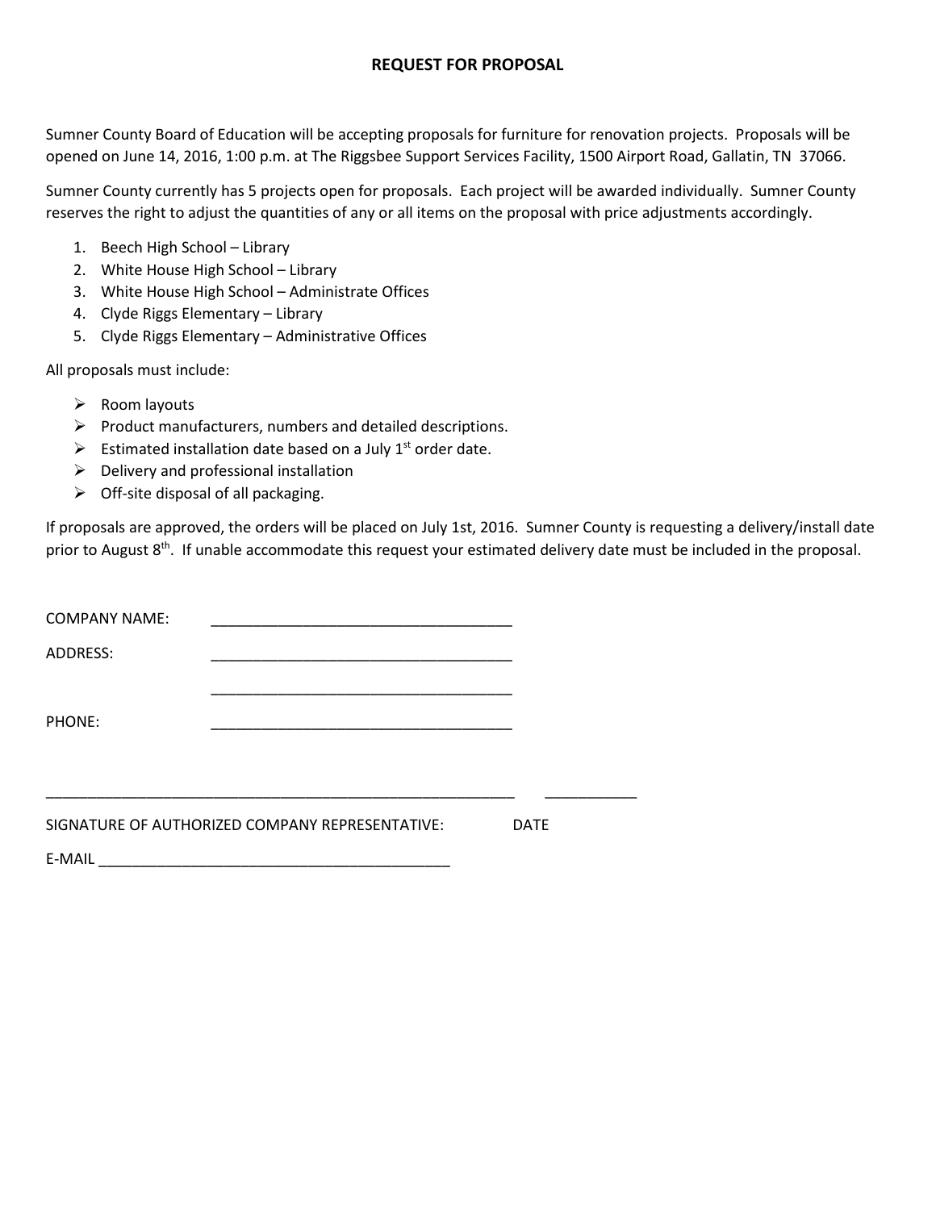# REQUEST FOR PROPOSAL

Sumner County Board of Education will be accepting proposals for furniture for renovation projects. Proposals will be opened on June 14, 2016, 1:00 p.m. at The Riggsbee Support Services Facility, 1500 Airport Road, Gallatin, TN 37066.

Sumner County currently has 5 projects open for proposals. Each project will be awarded individually. Sumner County reserves the right to adjust the quantities of any or all items on the proposal with price adjustments accordingly.

1. Beech High School – Library
2. White House High School – Library
3. White House High School – Administrate Offices
4. Clyde Riggs Elementary – Library
5. Clyde Riggs Elementary – Administrative Offices

All proposals must include:

- Room layouts
- Product manufacturers, numbers and detailed descriptions.
- Estimated installation date based on a July 1st order date.
- Delivery and professional installation
- Off-site disposal of all packaging.

If proposals are approved, the orders will be placed on July 1st, 2016. Sumner County is requesting a delivery/install date prior to August 8th. If unable accommodate this request your estimated delivery date must be included in the proposal.

COMPANY NAME: ____________________________________

ADDRESS: ____________________________________

____________________________________

PHONE: ____________________________________

________________________________________________________ ___________

SIGNATURE OF AUTHORIZED COMPANY REPRESENTATIVE: DATE

E-MAIL __________________________________________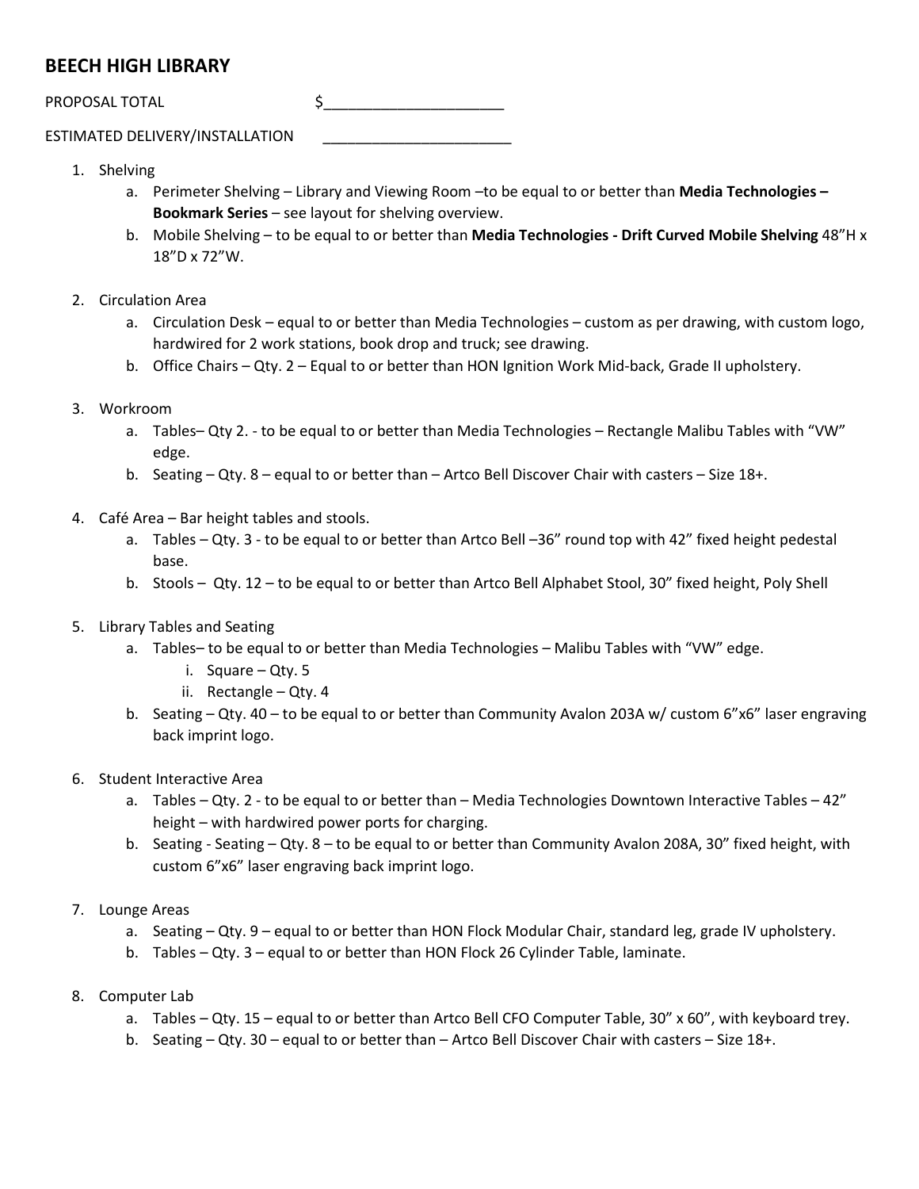## BEECH HIGH LIBRARY

PROPOSAL TOTAL $______________________

ESTIMATED DELIVERY/INSTALLATION _______________________

1. Shelving
   a. Perimeter Shelving – Library and Viewing Room –to be equal to or better than **Media Technologies – Bookmark Series** – see layout for shelving overview.
   b. Mobile Shelving – to be equal to or better than **Media Technologies - Drift Curved Mobile Shelving** 48"H x 18"D x 72"W.

2. Circulation Area
   a. Circulation Desk – equal to or better than Media Technologies – custom as per drawing, with custom logo, hardwired for 2 work stations, book drop and truck; see drawing.
   b. Office Chairs – Qty. 2 – Equal to or better than HON Ignition Work Mid-back, Grade II upholstery.

3. Workroom
   a. Tables– Qty 2. - to be equal to or better than Media Technologies – Rectangle Malibu Tables with "VW" edge.
   b. Seating – Qty. 8 – equal to or better than – Artco Bell Discover Chair with casters – Size 18+.

4. Café Area – Bar height tables and stools.
   a. Tables – Qty. 3 - to be equal to or better than Artco Bell –36" round top with 42" fixed height pedestal base.
   b. Stools – Qty. 12 – to be equal to or better than Artco Bell Alphabet Stool, 30" fixed height, Poly Shell

5. Library Tables and Seating
   a. Tables– to be equal to or better than Media Technologies – Malibu Tables with "VW" edge.
      i. Square – Qty. 5
      ii. Rectangle – Qty. 4
   b. Seating – Qty. 40 – to be equal to or better than Community Avalon 203A w/ custom 6"x6" laser engraving back imprint logo.

6. Student Interactive Area
   a. Tables – Qty. 2 - to be equal to or better than – Media Technologies Downtown Interactive Tables – 42" height – with hardwired power ports for charging.
   b. Seating - Seating – Qty. 8 – to be equal to or better than Community Avalon 208A, 30" fixed height, with custom 6"x6" laser engraving back imprint logo.

7. Lounge Areas
   a. Seating – Qty. 9 – equal to or better than HON Flock Modular Chair, standard leg, grade IV upholstery.
   b. Tables – Qty. 3 – equal to or better than HON Flock 26 Cylinder Table, laminate.

8. Computer Lab
   a. Tables – Qty. 15 – equal to or better than Artco Bell CFO Computer Table, 30" x 60", with keyboard trey.
   b. Seating – Qty. 30 – equal to or better than – Artco Bell Discover Chair with casters – Size 18+.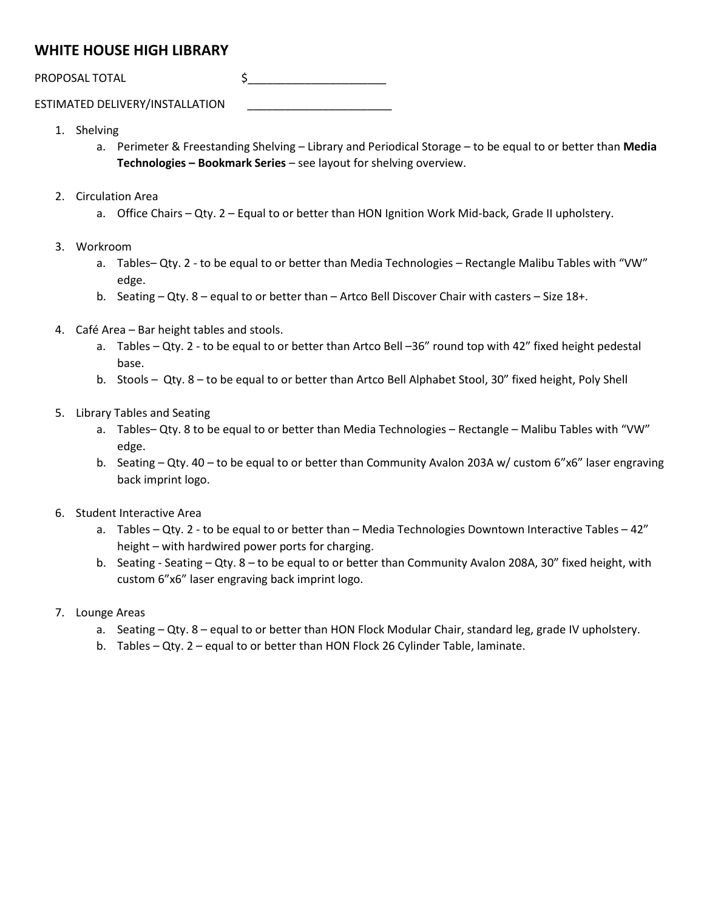## WHITE HOUSE HIGH LIBRARY

PROPOSAL TOTAL $______________________

ESTIMATED DELIVERY/INSTALLATION _______________________

1. Shelving
   a. Perimeter & Freestanding Shelving – Library and Periodical Storage – to be equal to or better than **Media Technologies – Bookmark Series** – see layout for shelving overview.

2. Circulation Area
   a. Office Chairs – Qty. 2 – Equal to or better than HON Ignition Work Mid-back, Grade II upholstery.

3. Workroom
   a. Tables– Qty. 2 - to be equal to or better than Media Technologies – Rectangle Malibu Tables with "VW" edge.
   b. Seating – Qty. 8 – equal to or better than – Artco Bell Discover Chair with casters – Size 18+.

4. Café Area – Bar height tables and stools.
   a. Tables – Qty. 2 - to be equal to or better than Artco Bell –36" round top with 42" fixed height pedestal base.
   b. Stools – Qty. 8 – to be equal to or better than Artco Bell Alphabet Stool, 30" fixed height, Poly Shell

5. Library Tables and Seating
   a. Tables– Qty. 8 to be equal to or better than Media Technologies – Rectangle – Malibu Tables with "VW" edge.
   b. Seating – Qty. 40 – to be equal to or better than Community Avalon 203A w/ custom 6"x6" laser engraving back imprint logo.

6. Student Interactive Area
   a. Tables – Qty. 2 - to be equal to or better than – Media Technologies Downtown Interactive Tables – 42" height – with hardwired power ports for charging.
   b. Seating - Seating – Qty. 8 – to be equal to or better than Community Avalon 208A, 30" fixed height, with custom 6"x6" laser engraving back imprint logo.

7. Lounge Areas
   a. Seating – Qty. 8 – equal to or better than HON Flock Modular Chair, standard leg, grade IV upholstery.
   b. Tables – Qty. 2 – equal to or better than HON Flock 26 Cylinder Table, laminate.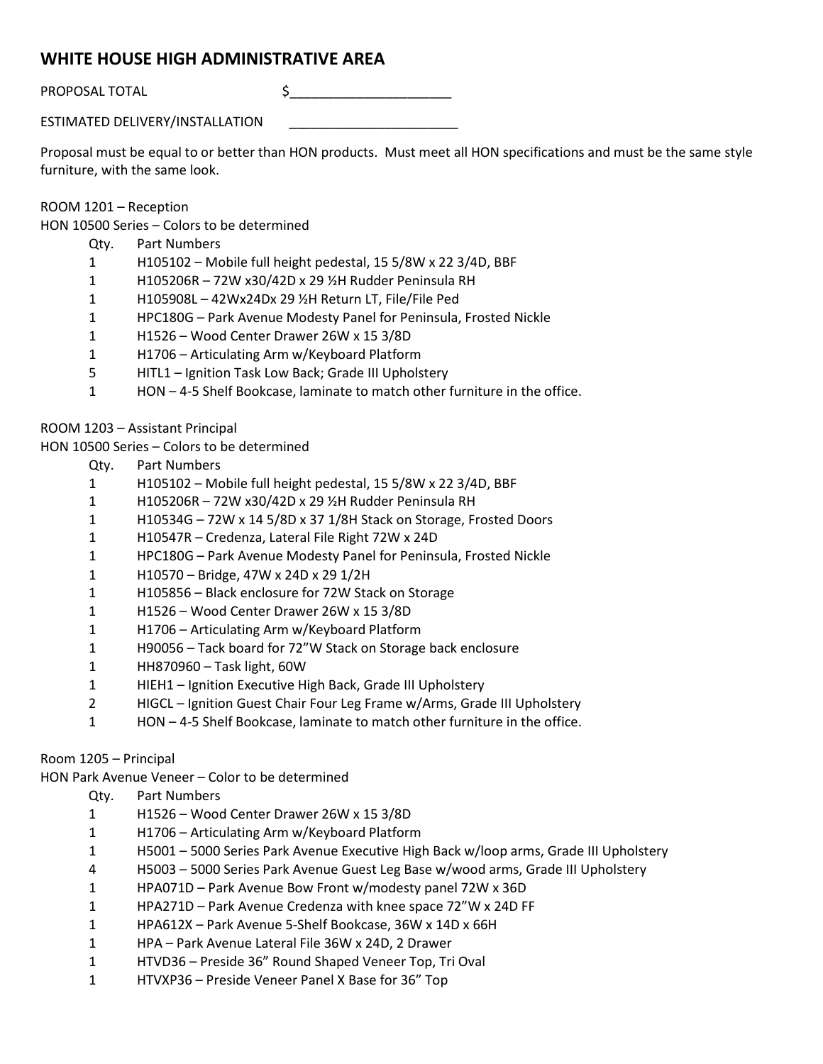# WHITE HOUSE HIGH ADMINISTRATIVE AREA

PROPOSAL TOTAL $______________________

ESTIMATED DELIVERY/INSTALLATION ______________________

Proposal must be equal to or better than HON products. Must meet all HON specifications and must be the same style furniture, with the same look.

ROOM 1201 – Reception
HON 10500 Series – Colors to be determined

| Qty. | Part Numbers |
|---|---|
| 1 | H105102 – Mobile full height pedestal, 15 5/8W x 22 3/4D, BBF |
| 1 | H105206R – 72W x30/42D x 29 ½H Rudder Peninsula RH |
| 1 | H105908L – 42Wx24Dx 29 ½H Return LT, File/File Ped |
| 1 | HPC180G – Park Avenue Modesty Panel for Peninsula, Frosted Nickle |
| 1 | H1526 – Wood Center Drawer 26W x 15 3/8D |
| 1 | H1706 – Articulating Arm w/Keyboard Platform |
| 5 | HITL1 – Ignition Task Low Back; Grade III Upholstery |
| 1 | HON – 4-5 Shelf Bookcase, laminate to match other furniture in the office. |

ROOM 1203 – Assistant Principal
HON 10500 Series – Colors to be determined

| Qty. | Part Numbers |
|---|---|
| 1 | H105102 – Mobile full height pedestal, 15 5/8W x 22 3/4D, BBF |
| 1 | H105206R – 72W x30/42D x 29 ½H Rudder Peninsula RH |
| 1 | H10534G – 72W x 14 5/8D x 37 1/8H Stack on Storage, Frosted Doors |
| 1 | H10547R – Credenza, Lateral File Right 72W x 24D |
| 1 | HPC180G – Park Avenue Modesty Panel for Peninsula, Frosted Nickle |
| 1 | H10570 – Bridge, 47W x 24D x 29 1/2H |
| 1 | H105856 – Black enclosure for 72W Stack on Storage |
| 1 | H1526 – Wood Center Drawer 26W x 15 3/8D |
| 1 | H1706 – Articulating Arm w/Keyboard Platform |
| 1 | H90056 – Tack board for 72"W Stack on Storage back enclosure |
| 1 | HH870960 – Task light, 60W |
| 1 | HIEH1 – Ignition Executive High Back, Grade III Upholstery |
| 2 | HIGCL – Ignition Guest Chair Four Leg Frame w/Arms, Grade III Upholstery |
| 1 | HON – 4-5 Shelf Bookcase, laminate to match other furniture in the office. |

Room 1205 – Principal
HON Park Avenue Veneer – Color to be determined

| Qty. | Part Numbers |
|---|---|
| 1 | H1526 – Wood Center Drawer 26W x 15 3/8D |
| 1 | H1706 – Articulating Arm w/Keyboard Platform |
| 1 | H5001 – 5000 Series Park Avenue Executive High Back w/loop arms, Grade III Upholstery |
| 4 | H5003 – 5000 Series Park Avenue Guest Leg Base w/wood arms, Grade III Upholstery |
| 1 | HPA071D – Park Avenue Bow Front w/modesty panel 72W x 36D |
| 1 | HPA271D – Park Avenue Credenza with knee space 72"W x 24D FF |
| 1 | HPA612X – Park Avenue 5-Shelf Bookcase, 36W x 14D x 66H |
| 1 | HPA – Park Avenue Lateral File 36W x 24D, 2 Drawer |
| 1 | HTVD36 – Preside 36" Round Shaped Veneer Top, Tri Oval |
| 1 | HTVXP36 – Preside Veneer Panel X Base for 36" Top |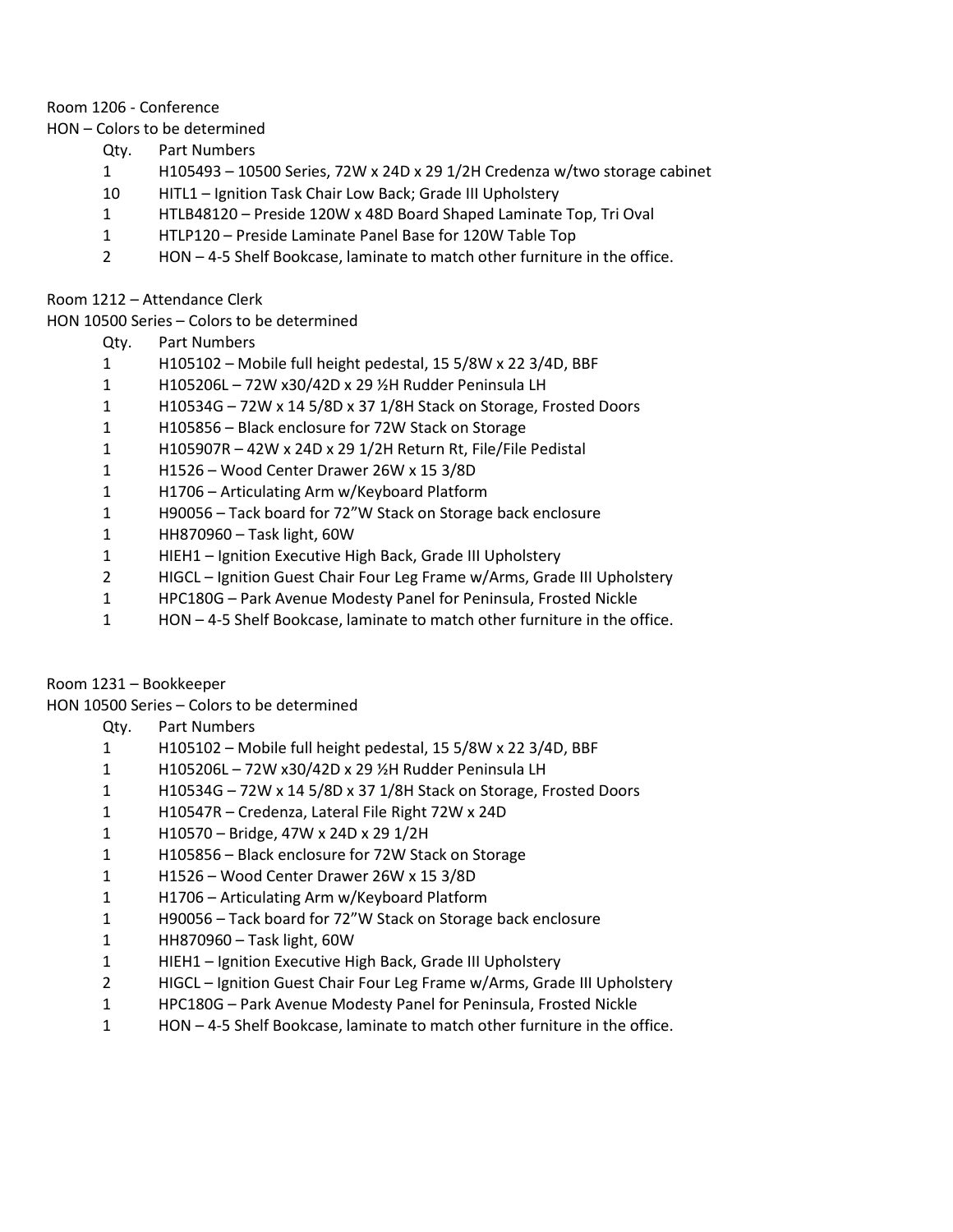Room 1206 - Conference

HON – Colors to be determined

| Qty. | Part Numbers |
|---|---|
| 1 | H105493 – 10500 Series, 72W x 24D x 29 1/2H Credenza w/two storage cabinet |
| 10 | HITL1 – Ignition Task Chair Low Back; Grade III Upholstery |
| 1 | HTLB48120 – Preside 120W x 48D Board Shaped Laminate Top, Tri Oval |
| 1 | HTLP120 – Preside Laminate Panel Base for 120W Table Top |
| 2 | HON – 4-5 Shelf Bookcase, laminate to match other furniture in the office. |

Room 1212 – Attendance Clerk

HON 10500 Series – Colors to be determined

| Qty. | Part Numbers |
|---|---|
| 1 | H105102 – Mobile full height pedestal, 15 5/8W x 22 3/4D, BBF |
| 1 | H105206L – 72W x30/42D x 29 ½H Rudder Peninsula LH |
| 1 | H10534G – 72W x 14 5/8D x 37 1/8H Stack on Storage, Frosted Doors |
| 1 | H105856 – Black enclosure for 72W Stack on Storage |
| 1 | H105907R – 42W x 24D x 29 1/2H Return Rt, File/File Pedistal |
| 1 | H1526 – Wood Center Drawer 26W x 15 3/8D |
| 1 | H1706 – Articulating Arm w/Keyboard Platform |
| 1 | H90056 – Tack board for 72"W Stack on Storage back enclosure |
| 1 | HH870960 – Task light, 60W |
| 1 | HIEH1 – Ignition Executive High Back, Grade III Upholstery |
| 2 | HIGCL – Ignition Guest Chair Four Leg Frame w/Arms, Grade III Upholstery |
| 1 | HPC180G – Park Avenue Modesty Panel for Peninsula, Frosted Nickle |
| 1 | HON – 4-5 Shelf Bookcase, laminate to match other furniture in the office. |

Room 1231 – Bookkeeper

HON 10500 Series – Colors to be determined

| Qty. | Part Numbers |
|---|---|
| 1 | H105102 – Mobile full height pedestal, 15 5/8W x 22 3/4D, BBF |
| 1 | H105206L – 72W x30/42D x 29 ½H Rudder Peninsula LH |
| 1 | H10534G – 72W x 14 5/8D x 37 1/8H Stack on Storage, Frosted Doors |
| 1 | H10547R – Credenza, Lateral File Right 72W x 24D |
| 1 | H10570 – Bridge, 47W x 24D x 29 1/2H |
| 1 | H105856 – Black enclosure for 72W Stack on Storage |
| 1 | H1526 – Wood Center Drawer 26W x 15 3/8D |
| 1 | H1706 – Articulating Arm w/Keyboard Platform |
| 1 | H90056 – Tack board for 72"W Stack on Storage back enclosure |
| 1 | HH870960 – Task light, 60W |
| 1 | HIEH1 – Ignition Executive High Back, Grade III Upholstery |
| 2 | HIGCL – Ignition Guest Chair Four Leg Frame w/Arms, Grade III Upholstery |
| 1 | HPC180G – Park Avenue Modesty Panel for Peninsula, Frosted Nickle |
| 1 | HON – 4-5 Shelf Bookcase, laminate to match other furniture in the office. |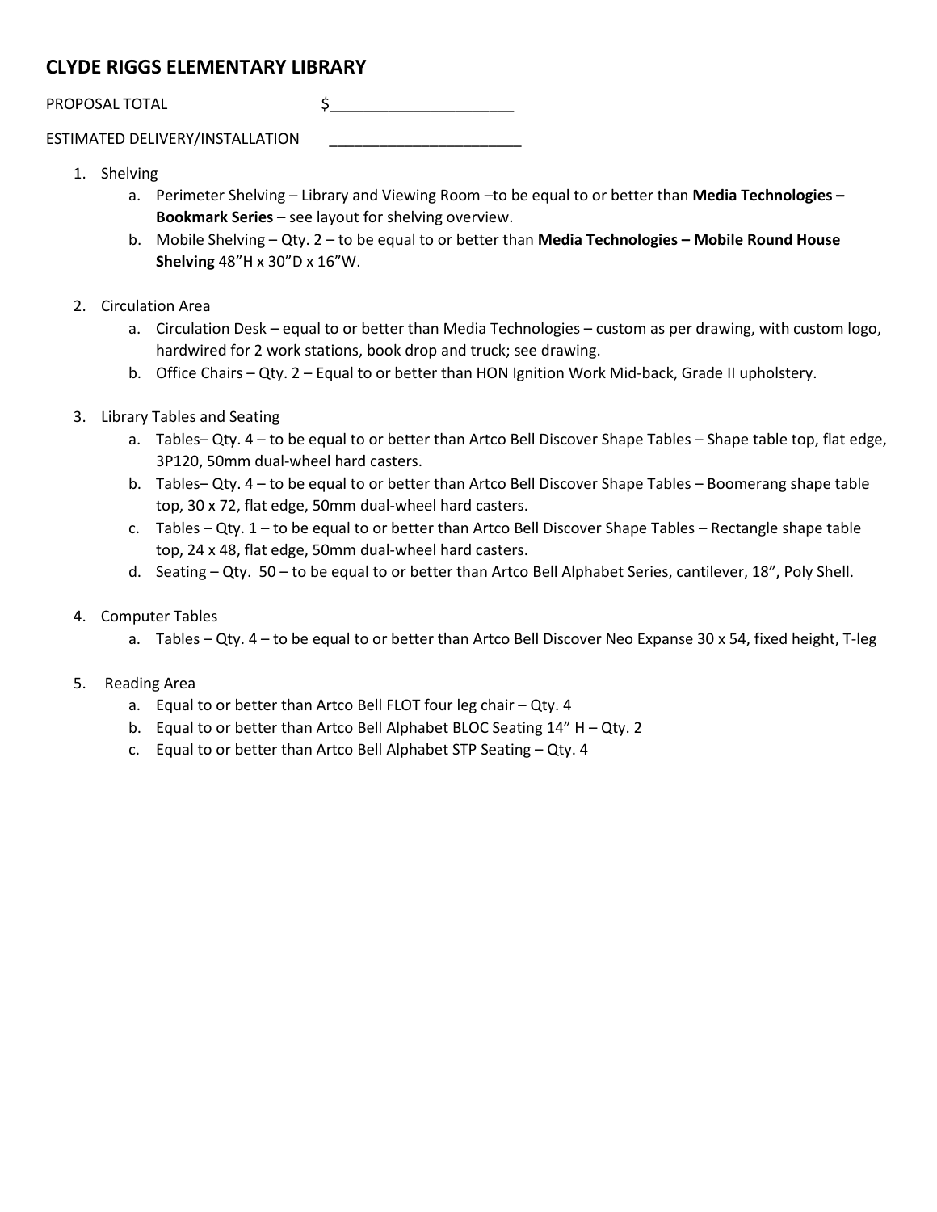## CLYDE RIGGS ELEMENTARY LIBRARY

PROPOSAL TOTAL $______________________

ESTIMATED DELIVERY/INSTALLATION ______________________

1. Shelving
   a. Perimeter Shelving – Library and Viewing Room –to be equal to or better than **Media Technologies – Bookmark Series** – see layout for shelving overview.
   b. Mobile Shelving – Qty. 2 – to be equal to or better than **Media Technologies – Mobile Round House Shelving** 48"H x 30"D x 16"W.

2. Circulation Area
   a. Circulation Desk – equal to or better than Media Technologies – custom as per drawing, with custom logo, hardwired for 2 work stations, book drop and truck; see drawing.
   b. Office Chairs – Qty. 2 – Equal to or better than HON Ignition Work Mid-back, Grade II upholstery.

3. Library Tables and Seating
   a. Tables– Qty. 4 – to be equal to or better than Artco Bell Discover Shape Tables – Shape table top, flat edge, 3P120, 50mm dual-wheel hard casters.
   b. Tables– Qty. 4 – to be equal to or better than Artco Bell Discover Shape Tables – Boomerang shape table top, 30 x 72, flat edge, 50mm dual-wheel hard casters.
   c. Tables – Qty. 1 – to be equal to or better than Artco Bell Discover Shape Tables – Rectangle shape table top, 24 x 48, flat edge, 50mm dual-wheel hard casters.
   d. Seating – Qty. 50 – to be equal to or better than Artco Bell Alphabet Series, cantilever, 18", Poly Shell.

4. Computer Tables
   a. Tables – Qty. 4 – to be equal to or better than Artco Bell Discover Neo Expanse 30 x 54, fixed height, T-leg

5. Reading Area
   a. Equal to or better than Artco Bell FLOT four leg chair – Qty. 4
   b. Equal to or better than Artco Bell Alphabet BLOC Seating 14" H – Qty. 2
   c. Equal to or better than Artco Bell Alphabet STP Seating – Qty. 4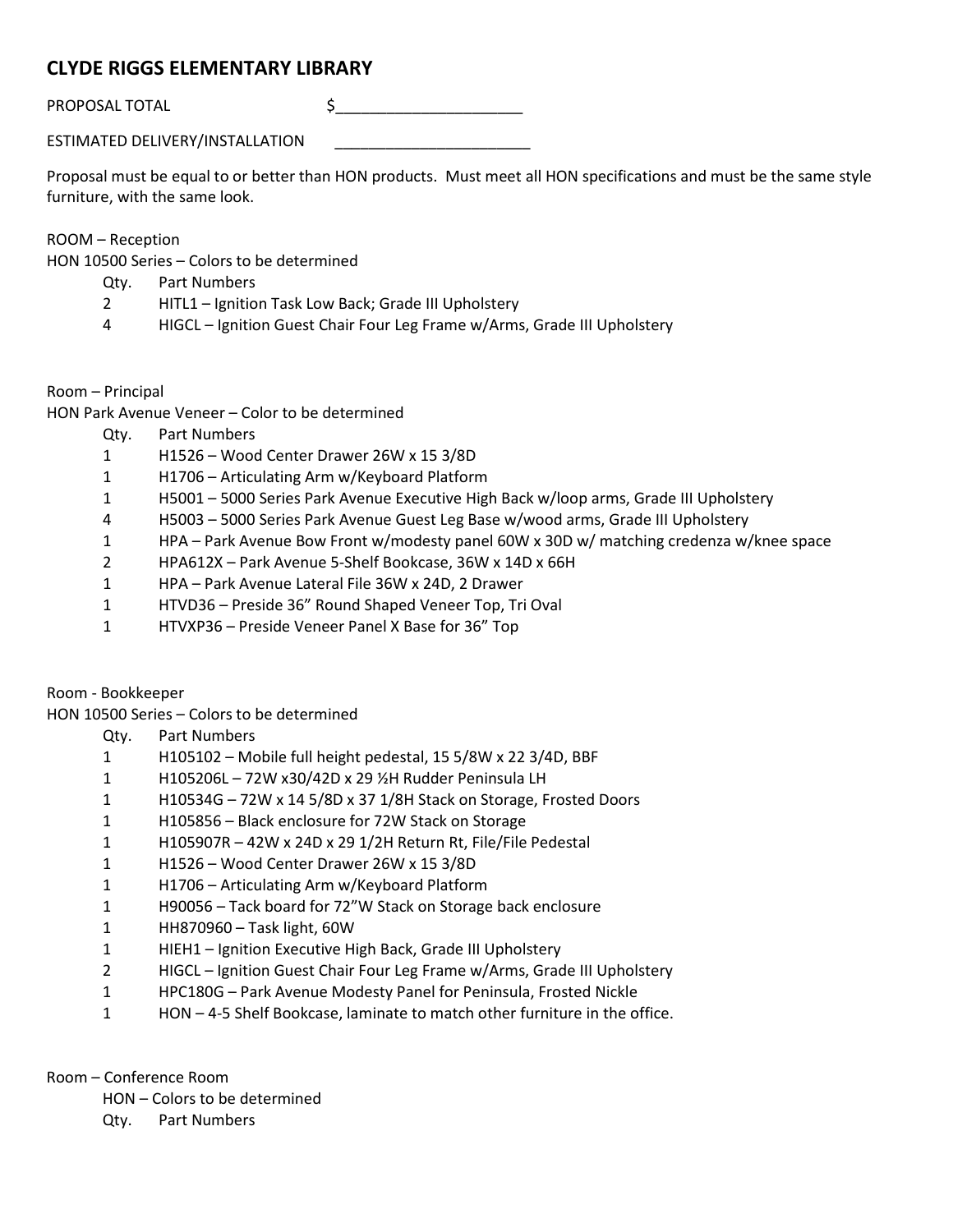## CLYDE RIGGS ELEMENTARY LIBRARY

PROPOSAL TOTAL $_____________________

ESTIMATED DELIVERY/INSTALLATION _______________________

Proposal must be equal to or better than HON products. Must meet all HON specifications and must be the same style furniture, with the same look.

ROOM – Reception
HON 10500 Series – Colors to be determined

| Qty. | Part Numbers |
|---|---|
| 2 | HITL1 – Ignition Task Low Back; Grade III Upholstery |
| 4 | HIGCL – Ignition Guest Chair Four Leg Frame w/Arms, Grade III Upholstery |

Room – Principal
HON Park Avenue Veneer – Color to be determined

| Qty. | Part Numbers |
|---|---|
| 1 | H1526 – Wood Center Drawer 26W x 15 3/8D |
| 1 | H1706 – Articulating Arm w/Keyboard Platform |
| 1 | H5001 – 5000 Series Park Avenue Executive High Back w/loop arms, Grade III Upholstery |
| 4 | H5003 – 5000 Series Park Avenue Guest Leg Base w/wood arms, Grade III Upholstery |
| 1 | HPA – Park Avenue Bow Front w/modesty panel 60W x 30D w/ matching credenza w/knee space |
| 2 | HPA612X – Park Avenue 5-Shelf Bookcase, 36W x 14D x 66H |
| 1 | HPA – Park Avenue Lateral File 36W x 24D, 2 Drawer |
| 1 | HTVD36 – Preside 36" Round Shaped Veneer Top, Tri Oval |
| 1 | HTVXP36 – Preside Veneer Panel X Base for 36" Top |

Room - Bookkeeper
HON 10500 Series – Colors to be determined

| Qty. | Part Numbers |
|---|---|
| 1 | H105102 – Mobile full height pedestal, 15 5/8W x 22 3/4D, BBF |
| 1 | H105206L – 72W x30/42D x 29 ½H Rudder Peninsula LH |
| 1 | H10534G – 72W x 14 5/8D x 37 1/8H Stack on Storage, Frosted Doors |
| 1 | H105856 – Black enclosure for 72W Stack on Storage |
| 1 | H105907R – 42W x 24D x 29 1/2H Return Rt, File/File Pedestal |
| 1 | H1526 – Wood Center Drawer 26W x 15 3/8D |
| 1 | H1706 – Articulating Arm w/Keyboard Platform |
| 1 | H90056 – Tack board for 72"W Stack on Storage back enclosure |
| 1 | HH870960 – Task light, 60W |
| 1 | HIEH1 – Ignition Executive High Back, Grade III Upholstery |
| 2 | HIGCL – Ignition Guest Chair Four Leg Frame w/Arms, Grade III Upholstery |
| 1 | HPC180G – Park Avenue Modesty Panel for Peninsula, Frosted Nickle |
| 1 | HON – 4-5 Shelf Bookcase, laminate to match other furniture in the office. |

Room – Conference Room
HON – Colors to be determined

| Qty. | Part Numbers |
|---|---|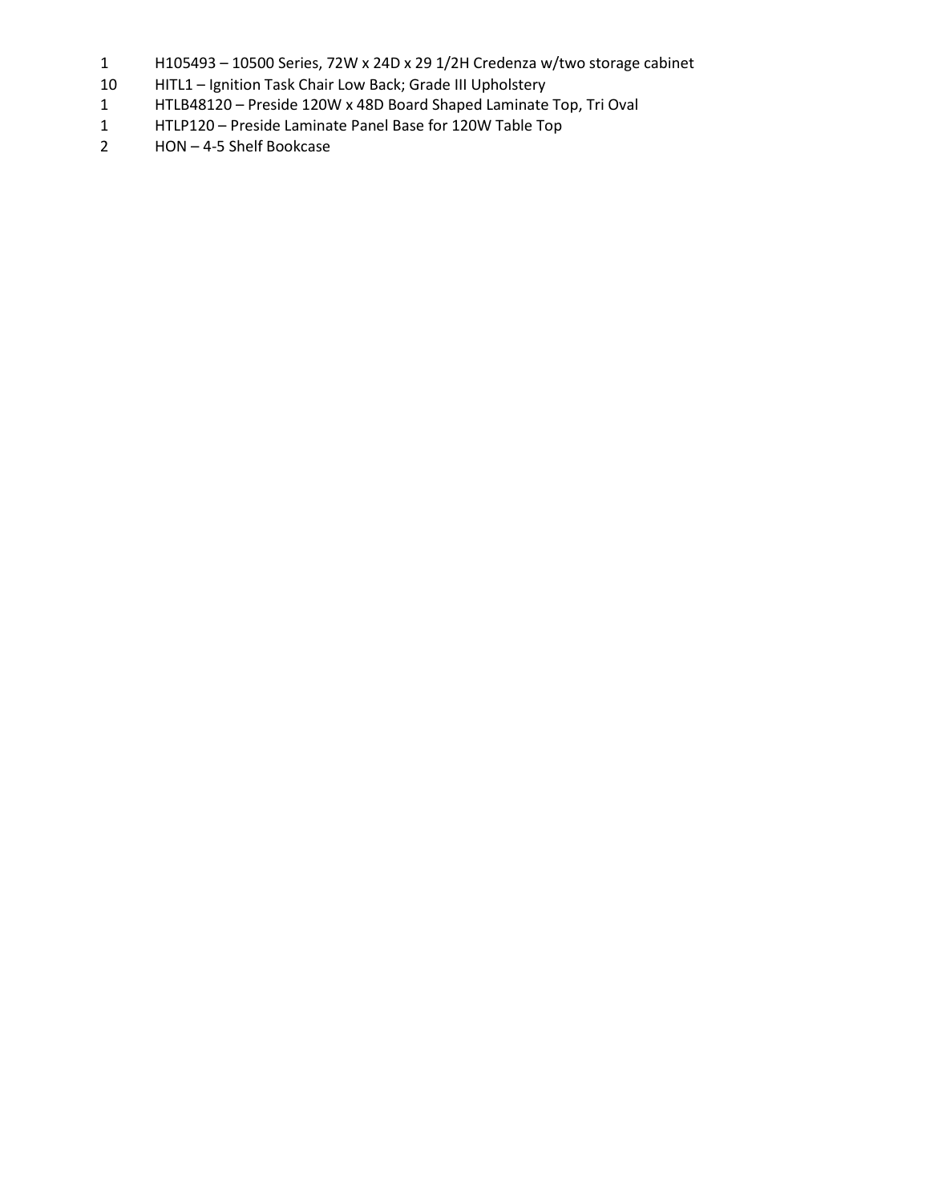1 H105493 – 10500 Series, 72W x 24D x 29 1/2H Credenza w/two storage cabinet
10 HITL1 – Ignition Task Chair Low Back; Grade III Upholstery
1 HTLB48120 – Preside 120W x 48D Board Shaped Laminate Top, Tri Oval
1 HTLP120 – Preside Laminate Panel Base for 120W Table Top
2 HON – 4-5 Shelf Bookcase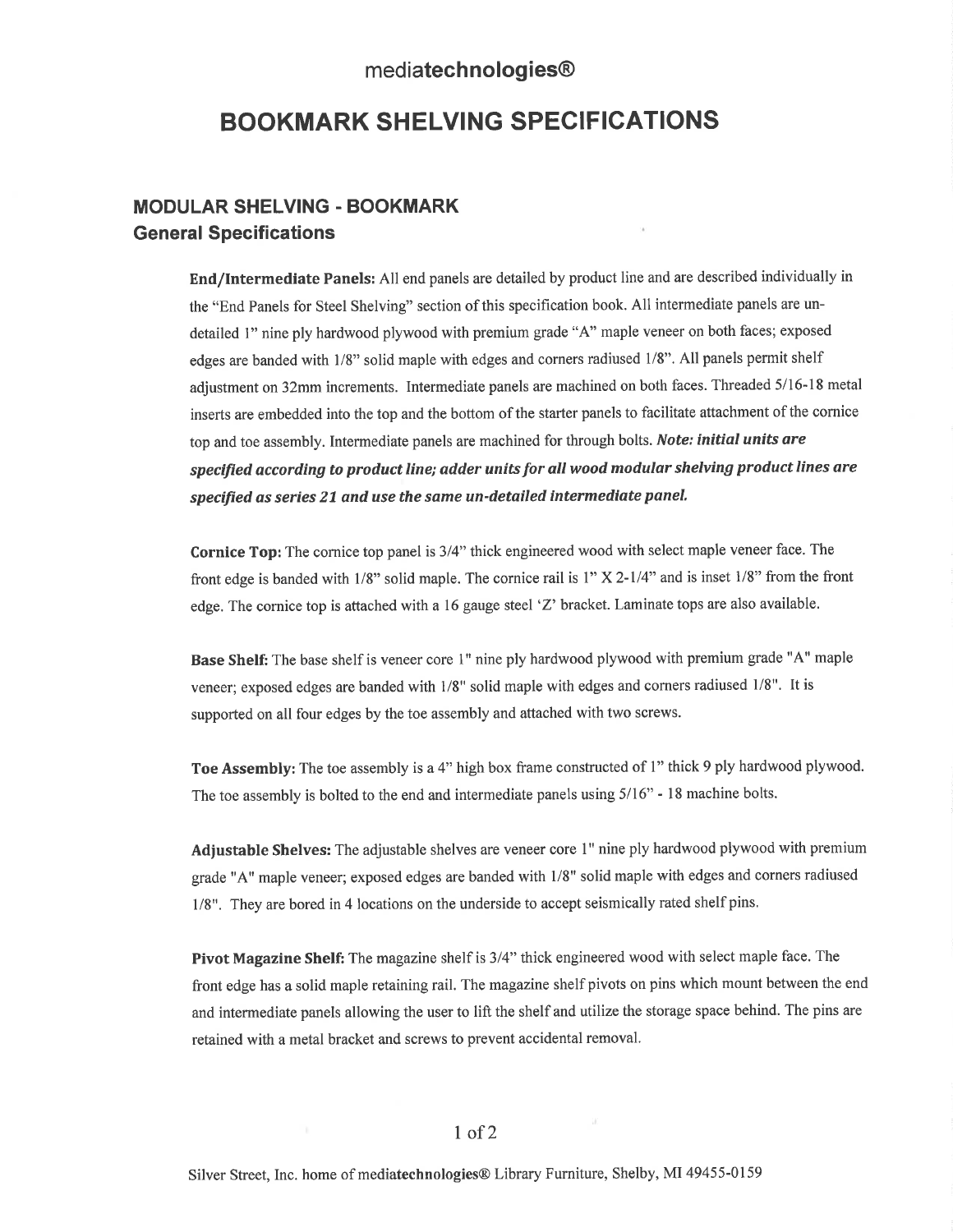mediatechnologies®

# BOOKMARK SHELVING SPECIFICATIONS

## MODULAR SHELVING - BOOKMARK
### General Specifications

**End/Intermediate Panels:** All end panels are detailed by product line and are described individually in the "End Panels for Steel Shelving" section of this specification book. All intermediate panels are un-detailed 1" nine ply hardwood plywood with premium grade "A" maple veneer on both faces; exposed edges are banded with 1/8" solid maple with edges and corners radiused 1/8". All panels permit shelf adjustment on 32mm increments. Intermediate panels are machined on both faces. Threaded 5/16-18 metal inserts are embedded into the top and the bottom of the starter panels to facilitate attachment of the cornice top and toe assembly. Intermediate panels are machined for through bolts. ***Note: initial units are specified according to product line; adder units for all wood modular shelving product lines are specified as series 21 and use the same un-detailed intermediate panel.***

**Cornice Top:** The cornice top panel is 3/4" thick engineered wood with select maple veneer face. The front edge is banded with 1/8" solid maple. The cornice rail is 1" X 2-1/4" and is inset 1/8" from the front edge. The cornice top is attached with a 16 gauge steel 'Z' bracket. Laminate tops are also available.

**Base Shelf:** The base shelf is veneer core 1" nine ply hardwood plywood with premium grade "A" maple veneer; exposed edges are banded with 1/8" solid maple with edges and corners radiused 1/8". It is supported on all four edges by the toe assembly and attached with two screws.

**Toe Assembly:** The toe assembly is a 4" high box frame constructed of 1" thick 9 ply hardwood plywood. The toe assembly is bolted to the end and intermediate panels using 5/16" - 18 machine bolts.

**Adjustable Shelves:** The adjustable shelves are veneer core 1" nine ply hardwood plywood with premium grade "A" maple veneer; exposed edges are banded with 1/8" solid maple with edges and corners radiused 1/8". They are bored in 4 locations on the underside to accept seismically rated shelf pins.

**Pivot Magazine Shelf:** The magazine shelf is 3/4" thick engineered wood with select maple face. The front edge has a solid maple retaining rail. The magazine shelf pivots on pins which mount between the end and intermediate panels allowing the user to lift the shelf and utilize the storage space behind. The pins are retained with a metal bracket and screws to prevent accidental removal.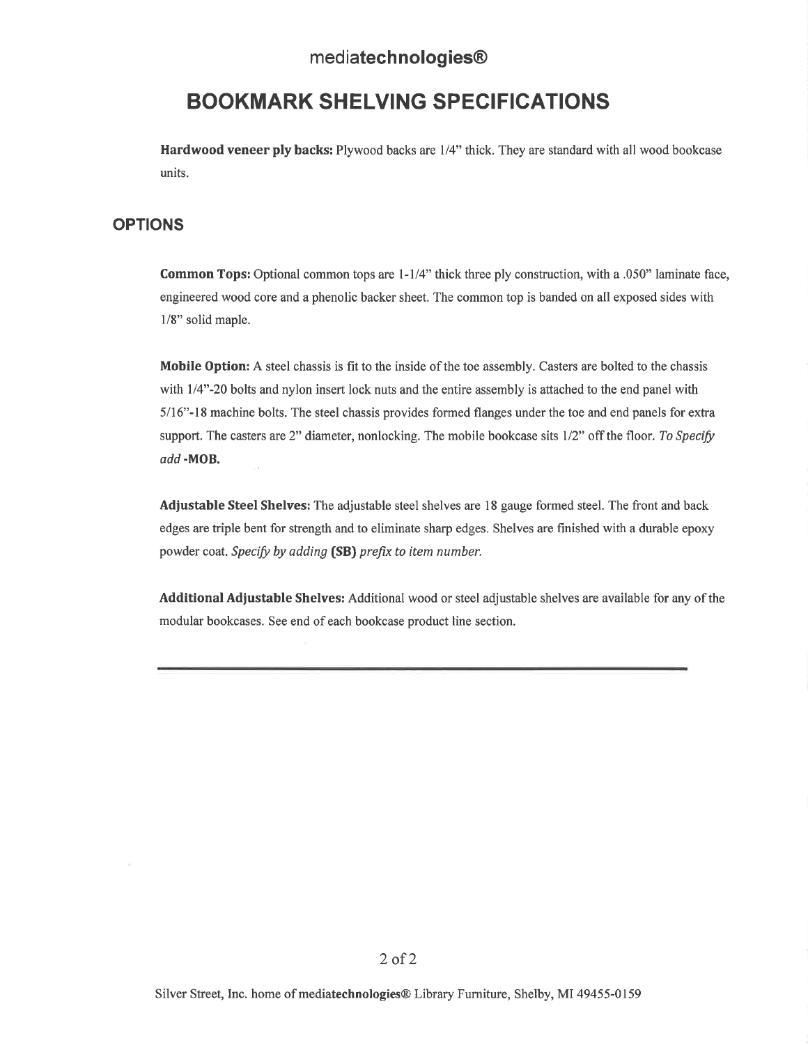mediatechnologies®

# BOOKMARK SHELVING SPECIFICATIONS

**Hardwood veneer ply backs:** Plywood backs are 1/4" thick. They are standard with all wood bookcase units.

## OPTIONS

**Common Tops:** Optional common tops are 1-1/4" thick three ply construction, with a .050" laminate face, engineered wood core and a phenolic backer sheet. The common top is banded on all exposed sides with 1/8" solid maple.

**Mobile Option:** A steel chassis is fit to the inside of the toe assembly. Casters are bolted to the chassis with 1/4"-20 bolts and nylon insert lock nuts and the entire assembly is attached to the end panel with 5/16"-18 machine bolts. The steel chassis provides formed flanges under the toe and end panels for extra support. The casters are 2" diameter, nonlocking. The mobile bookcase sits 1/2" off the floor. *To Specify add* **-MOB.**

**Adjustable Steel Shelves:** The adjustable steel shelves are 18 gauge formed steel. The front and back edges are triple bent for strength and to eliminate sharp edges. Shelves are finished with a durable epoxy powder coat. *Specify by adding* **(SB)** *prefix to item number.*

**Additional Adjustable Shelves:** Additional wood or steel adjustable shelves are available for any of the modular bookcases. See end of each bookcase product line section.

---

Silver Street, Inc. home of mediatechnologies® Library Furniture, Shelby, MI 49455-0159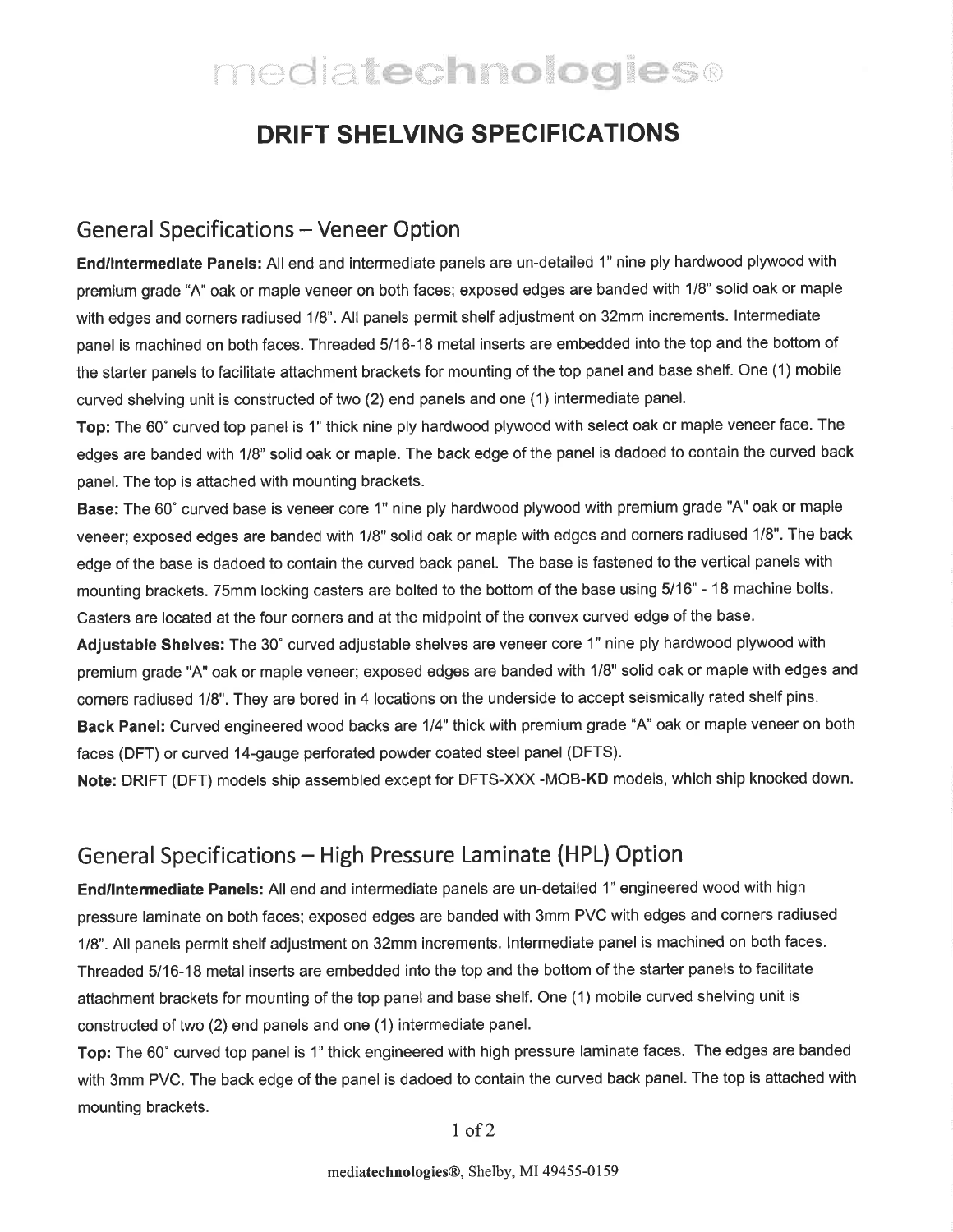# mediatechnologies®

## DRIFT SHELVING SPECIFICATIONS

### General Specifications – Veneer Option

**End/Intermediate Panels:** All end and intermediate panels are un-detailed 1" nine ply hardwood plywood with premium grade "A" oak or maple veneer on both faces; exposed edges are banded with 1/8" solid oak or maple with edges and corners radiused 1/8". All panels permit shelf adjustment on 32mm increments. Intermediate panel is machined on both faces. Threaded 5/16-18 metal inserts are embedded into the top and the bottom of the starter panels to facilitate attachment brackets for mounting of the top panel and base shelf. One (1) mobile curved shelving unit is constructed of two (2) end panels and one (1) intermediate panel.

**Top:** The 60˚ curved top panel is 1" thick nine ply hardwood plywood with select oak or maple veneer face. The edges are banded with 1/8" solid oak or maple. The back edge of the panel is dadoed to contain the curved back panel. The top is attached with mounting brackets.

**Base:** The 60˚ curved base is veneer core 1" nine ply hardwood plywood with premium grade "A" oak or maple veneer; exposed edges are banded with 1/8" solid oak or maple with edges and corners radiused 1/8". The back edge of the base is dadoed to contain the curved back panel. The base is fastened to the vertical panels with mounting brackets. 75mm locking casters are bolted to the bottom of the base using 5/16" - 18 machine bolts. Casters are located at the four corners and at the midpoint of the convex curved edge of the base.

**Adjustable Shelves:** The 30˚ curved adjustable shelves are veneer core 1" nine ply hardwood plywood with premium grade "A" oak or maple veneer; exposed edges are banded with 1/8" solid oak or maple with edges and corners radiused 1/8". They are bored in 4 locations on the underside to accept seismically rated shelf pins.

**Back Panel:** Curved engineered wood backs are 1/4" thick with premium grade "A" oak or maple veneer on both faces (DFT) or curved 14-gauge perforated powder coated steel panel (DFTS).

**Note:** DRIFT (DFT) models ship assembled except for DFTS-XXX -MOB-**KD** models, which ship knocked down.

### General Specifications – High Pressure Laminate (HPL) Option

**End/Intermediate Panels:** All end and intermediate panels are un-detailed 1" engineered wood with high pressure laminate on both faces; exposed edges are banded with 3mm PVC with edges and corners radiused 1/8". All panels permit shelf adjustment on 32mm increments. Intermediate panel is machined on both faces. Threaded 5/16-18 metal inserts are embedded into the top and the bottom of the starter panels to facilitate attachment brackets for mounting of the top panel and base shelf. One (1) mobile curved shelving unit is constructed of two (2) end panels and one (1) intermediate panel.

**Top:** The 60˚ curved top panel is 1" thick engineered with high pressure laminate faces. The edges are banded with 3mm PVC. The back edge of the panel is dadoed to contain the curved back panel. The top is attached with mounting brackets.

mediatechnologies®, Shelby, MI 49455-0159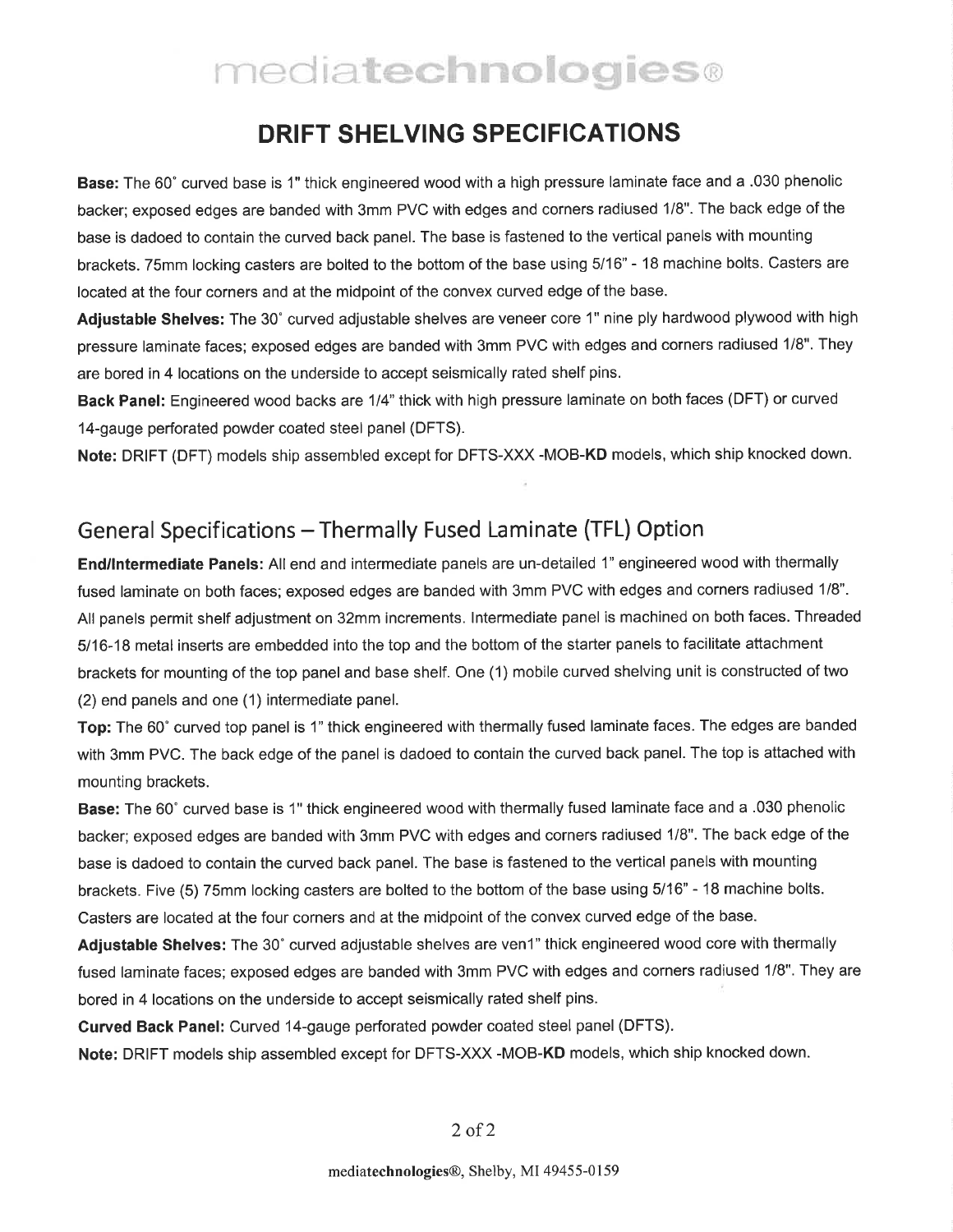# mediatechnologies®

## DRIFT SHELVING SPECIFICATIONS

**Base:** The 60˚ curved base is 1" thick engineered wood with a high pressure laminate face and a .030 phenolic backer; exposed edges are banded with 3mm PVC with edges and corners radiused 1/8". The back edge of the base is dadoed to contain the curved back panel. The base is fastened to the vertical panels with mounting brackets. 75mm locking casters are bolted to the bottom of the base using 5/16" - 18 machine bolts. Casters are located at the four corners and at the midpoint of the convex curved edge of the base.

**Adjustable Shelves:** The 30˚ curved adjustable shelves are veneer core 1" nine ply hardwood plywood with high pressure laminate faces; exposed edges are banded with 3mm PVC with edges and corners radiused 1/8". They are bored in 4 locations on the underside to accept seismically rated shelf pins.

**Back Panel:** Engineered wood backs are 1/4" thick with high pressure laminate on both faces (DFT) or curved 14-gauge perforated powder coated steel panel (DFTS).

**Note:** DRIFT (DFT) models ship assembled except for DFTS-XXX -MOB-**KD** models, which ship knocked down.

## General Specifications – Thermally Fused Laminate (TFL) Option

**End/Intermediate Panels:** All end and intermediate panels are un-detailed 1" engineered wood with thermally fused laminate on both faces; exposed edges are banded with 3mm PVC with edges and corners radiused 1/8". All panels permit shelf adjustment on 32mm increments. Intermediate panel is machined on both faces. Threaded 5/16-18 metal inserts are embedded into the top and the bottom of the starter panels to facilitate attachment brackets for mounting of the top panel and base shelf. One (1) mobile curved shelving unit is constructed of two (2) end panels and one (1) intermediate panel.

**Top:** The 60˚ curved top panel is 1" thick engineered with thermally fused laminate faces. The edges are banded with 3mm PVC. The back edge of the panel is dadoed to contain the curved back panel. The top is attached with mounting brackets.

**Base:** The 60˚ curved base is 1" thick engineered wood with thermally fused laminate face and a .030 phenolic backer; exposed edges are banded with 3mm PVC with edges and corners radiused 1/8". The back edge of the base is dadoed to contain the curved back panel. The base is fastened to the vertical panels with mounting brackets. Five (5) 75mm locking casters are bolted to the bottom of the base using 5/16" - 18 machine bolts. Casters are located at the four corners and at the midpoint of the convex curved edge of the base.

**Adjustable Shelves:** The 30˚ curved adjustable shelves are ven1" thick engineered wood core with thermally fused laminate faces; exposed edges are banded with 3mm PVC with edges and corners radiused 1/8". They are bored in 4 locations on the underside to accept seismically rated shelf pins.

**Curved Back Panel:** Curved 14-gauge perforated powder coated steel panel (DFTS).

**Note:** DRIFT models ship assembled except for DFTS-XXX -MOB-**KD** models, which ship knocked down.

mediatechnologies®, Shelby, MI 49455-0159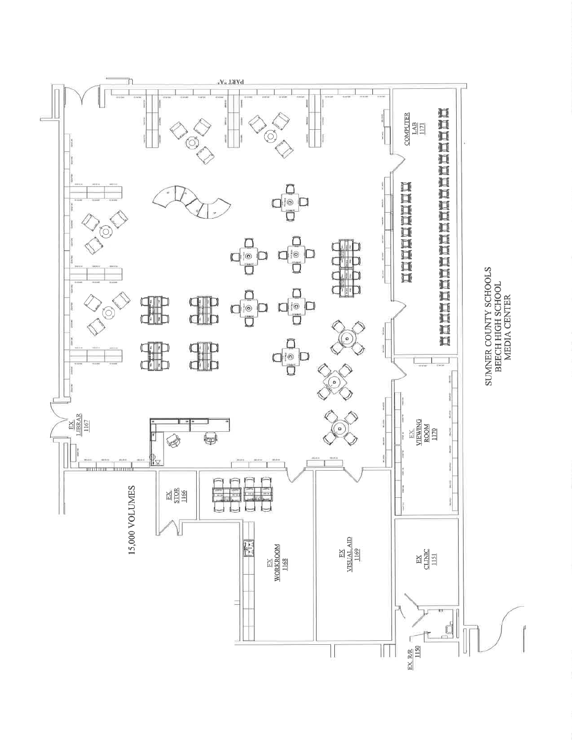SUMNER COUNTY SCHOOLS
BEECH HIGH SCHOOL
MEDIA CENTER

15,000 VOLUMES

PART "A"

COMPUTER LAB 1171

EX VIEWING ROOM 1170

EX LIBRAR 1167

EX STOR 1166

EX WORKROOM 1168

EX VISUAL AID 1169

EX CLINIC 1151

EX R/R 1150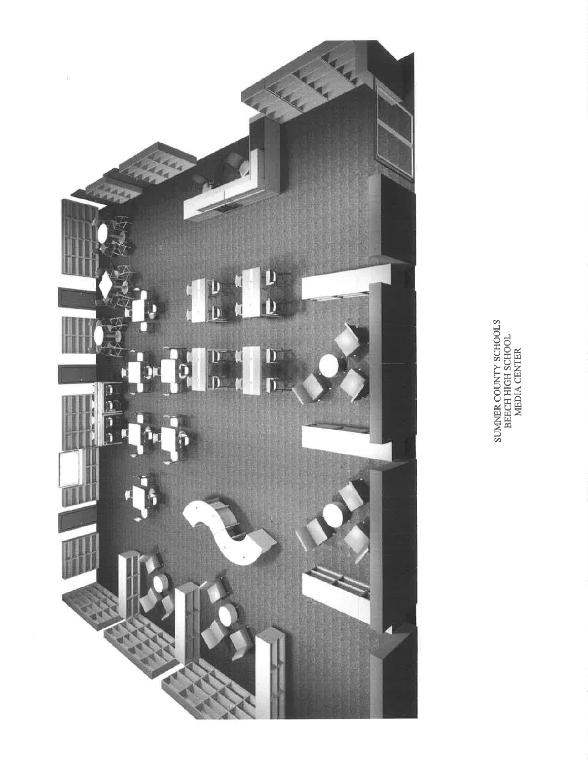SUMNER COUNTY SCHOOLS
BEECH HIGH SCHOOL
MEDIA CENTER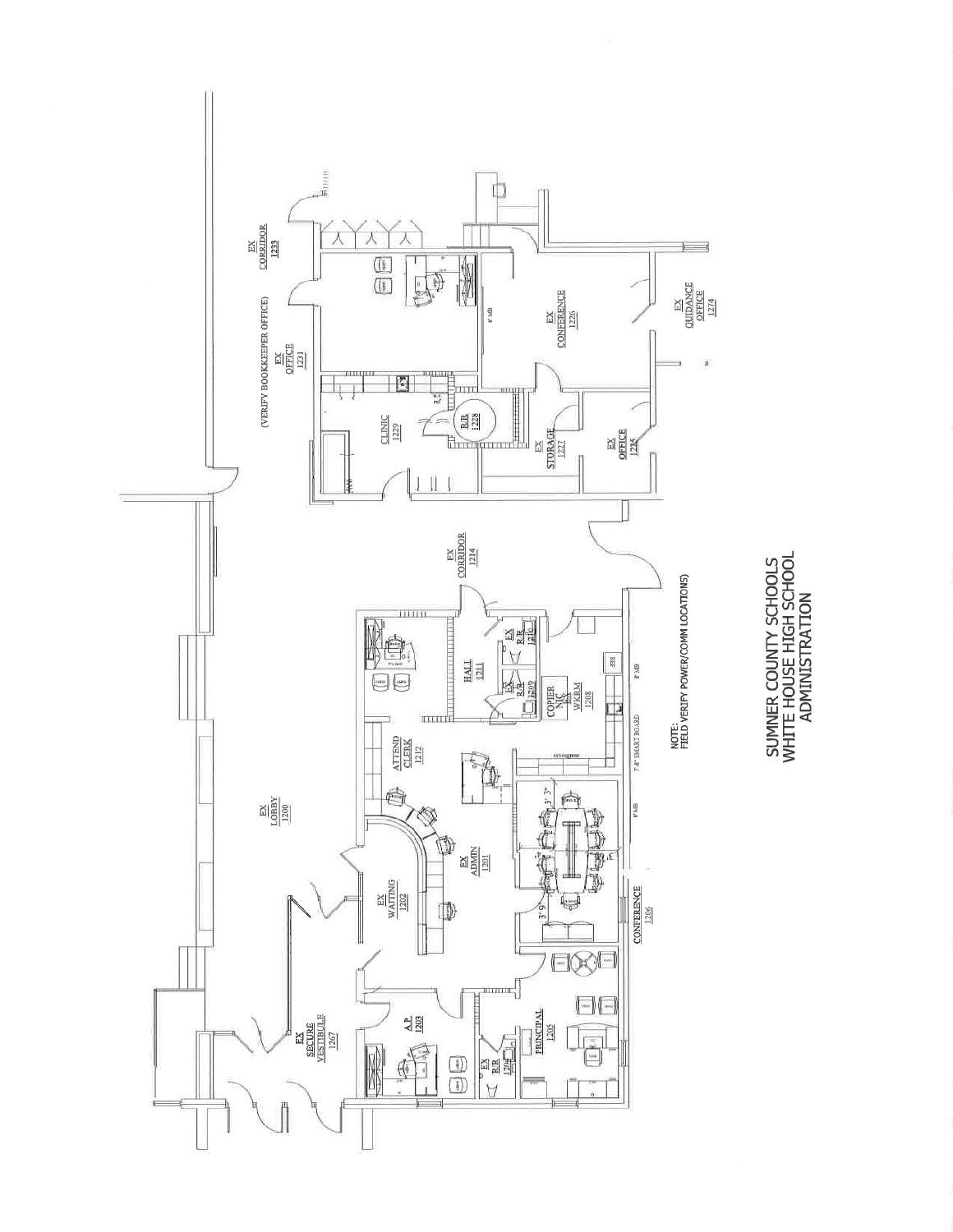SUMNER COUNTY SCHOOLS
WHITE HOUSE HIGH SCHOOL
ADMINISTRATION

NOTE:
FIELD VERIFY POWER/COMM LOCATIONS)

(VERIFY BOOKKEEPER OFFICE)

EX CORRIDOR 1233

EX OFFICE 1231

CLINIC 1229

R/R 1228

EX STORAGE 1227

EX OFFICE 1225

EX CONFERENCE 1226

EX GUIDANCE OFFICE 1274

EX CORRIDOR 1214

HALL 1211

EX R/R 1210

EX R/R 1209

COPIER NIC WKRM 1208

ATTEND CLERK 1212

EX LOBBY 1200

EX ADMIN 1201

EX WAITING 1202

CONFERENCE 1206

EX SECURE VESTIBULE 1267

A.P. 1203

EX R/R 1204

PRINCIPAL 1205

8' MB

7'-8" SMART BOARD

8' MB

3' 3"

3' 9"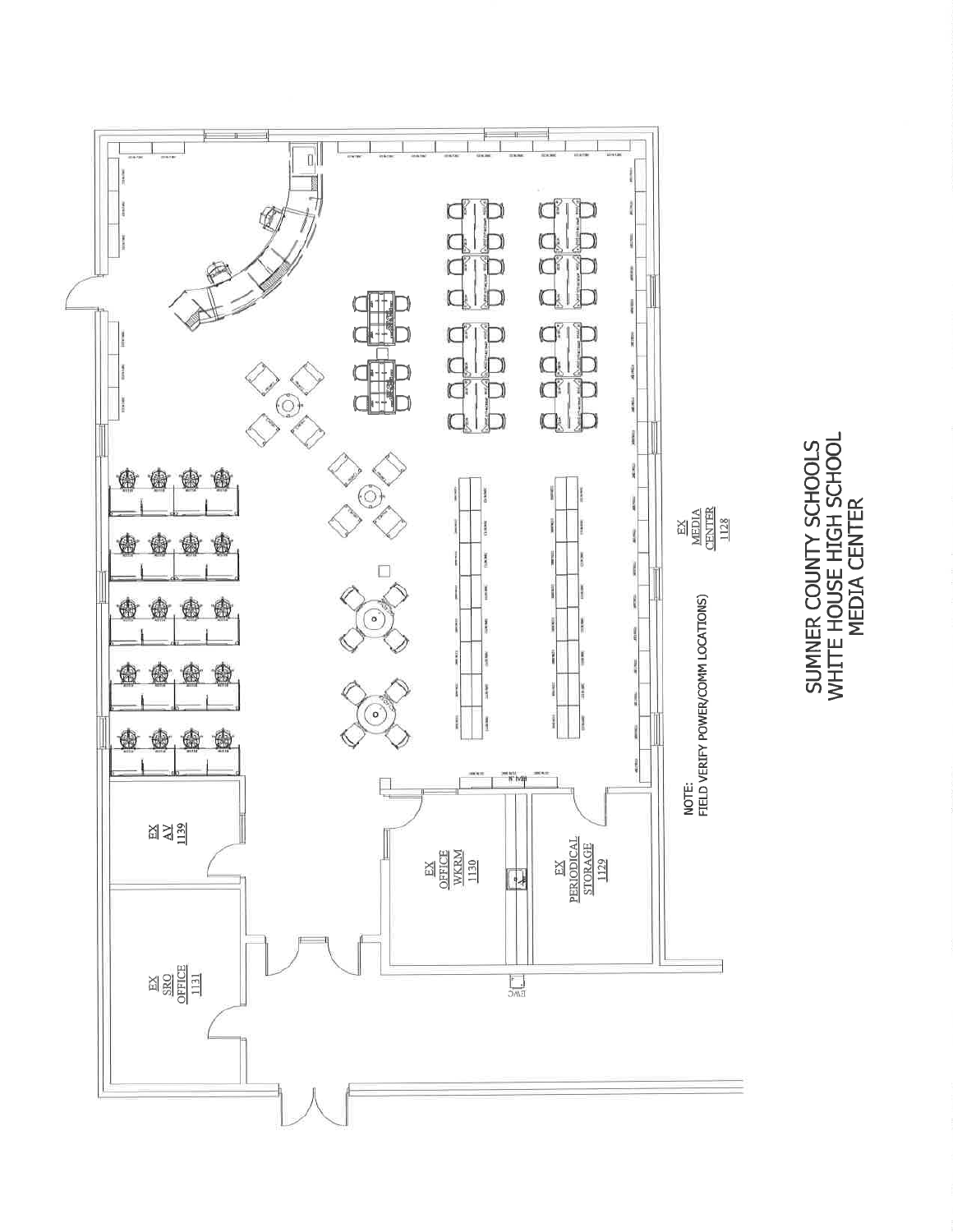# SUMNER COUNTY SCHOOLS
# WHITE HOUSE HIGH SCHOOL
# MEDIA CENTER

EX MEDIA CENTER 1128

EX AV 1139

EX SRO OFFICE 1131

EX OFFICE WKRM 1130

EX PERIODICAL STORAGE 1129

EWC

NOTE:
FIELD VERIFY POWER/COMM LOCATIONS)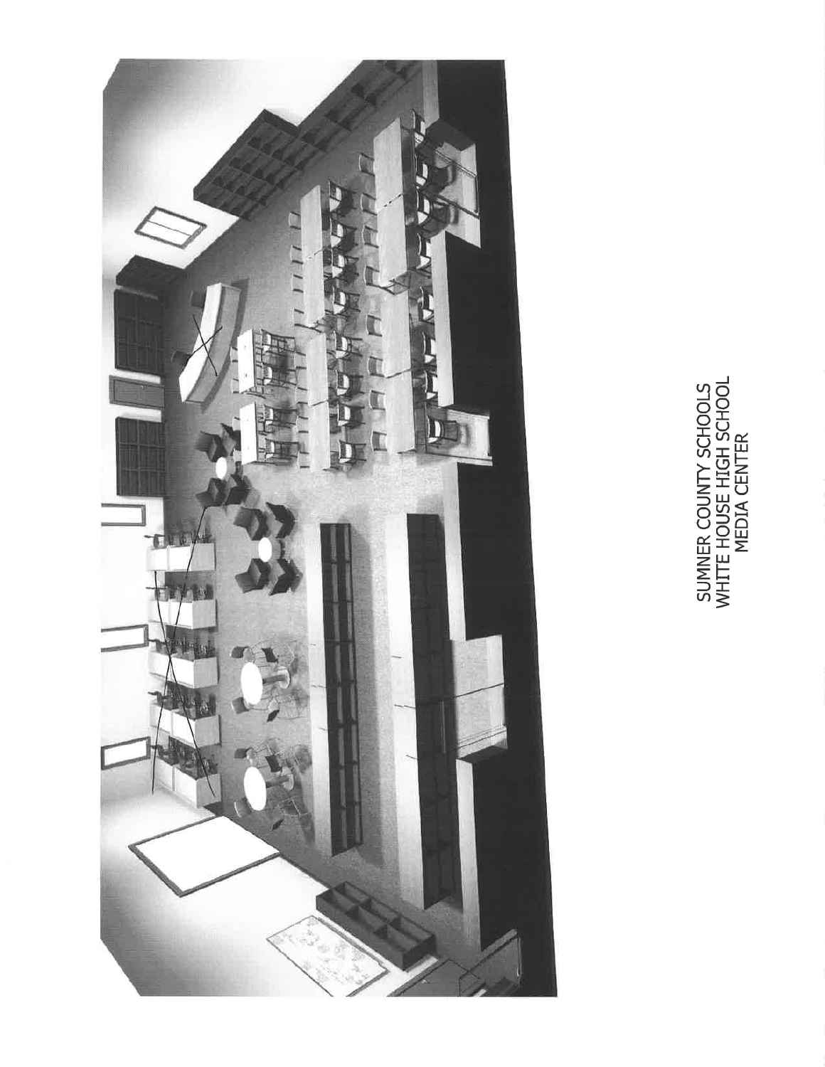SUMNER COUNTY SCHOOLS
WHITE HOUSE HIGH SCHOOL
MEDIA CENTER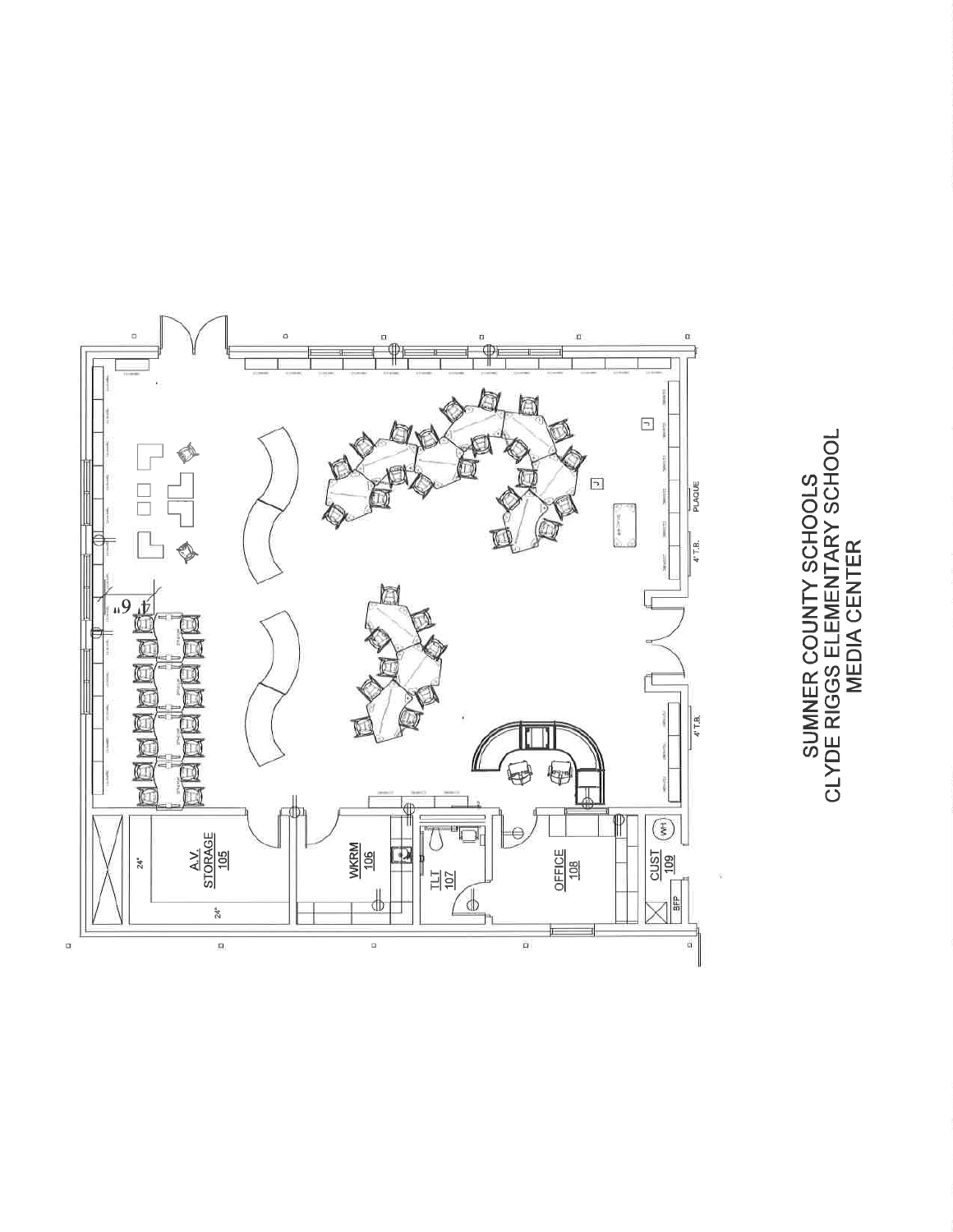# SUMNER COUNTY SCHOOLS
# CLYDE RIGGS ELEMENTARY SCHOOL
# MEDIA CENTER

A.V. STORAGE 105

WKRM 106

ILT 107

OFFICE 108

CUST 109

WH

BFP

24"

24"

4' 6"

4' T.B.

4' T.B.

PLAQUE

J

J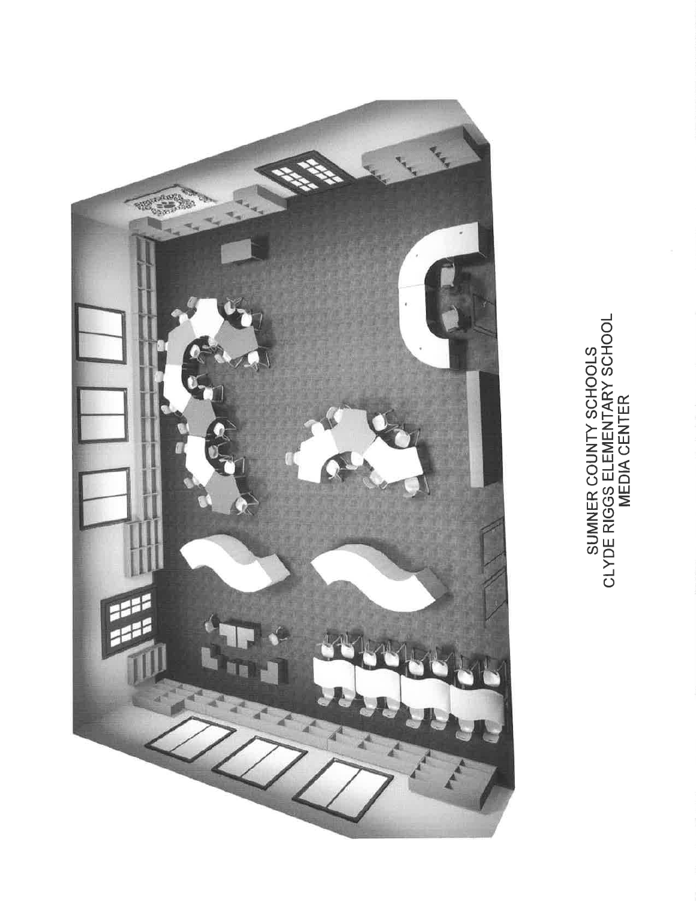SUMNER COUNTY SCHOOLS
CLYDE RIGGS ELEMENTARY SCHOOL
MEDIA CENTER